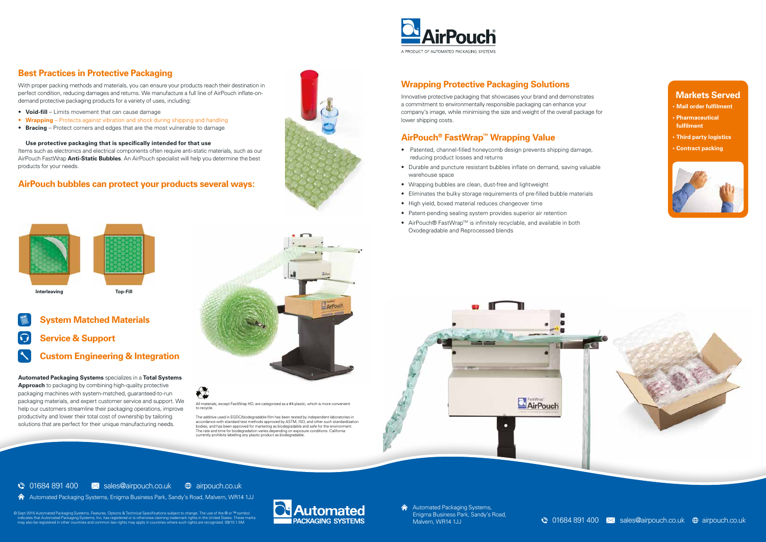# AirPouch

A PRODUCT OF AUTOMATED PACKAGING SYSTEMS

## Best Practices in Protective Packaging

With proper packing methods and materials, you can ensure your products reach their destination in perfect condition, reducing damages and returns. We manufacture a full line of AirPouch inflate-on-demand protective packaging products for a variety of uses, including:

- **Void-fill** – Limits movement that can cause damage
- **Wrapping** – Protects against vibration and shock during shipping and handling
- **Bracing** – Protect corners and edges that are the most vulnerable to damage

**Use protective packaging that is specifically intended for that use**

Items such as electronics and electrical components often require anti-static materials, such as our AirPouch FastWrap **Anti-Static Bubbles**. An AirPouch specialist will help you determine the best products for your needs.

## AirPouch bubbles can protect your products several ways:

Interleaving

Top-Fill

### System Matched Materials

### Service & Support

### Custom Engineering & Integration

**Automated Packaging Systems** specializes in a **Total Systems Approach** to packaging by combining high-quality protective packaging machines with system-matched, guaranteed-to-run packaging materials, and expert customer service and support. We help our customers streamline their packaging operations, improve productivity and lower their total cost of ownership by tailoring solutions that are perfect for their unique manufacturing needs.

All materials, except FastWrap HD, are categorized as a #4 plastic, which is more convenient to recycle.

The additive used in EGDC/biodegradable film has been tested by independent laboratories in accordance with standard test methods approved by ASTM, ISO, and other such standardization bodies, and has been approved for marketing as biodegradable and safe for the environment. The rate and time for biodegradation varies depending on exposure conditions. California currently prohibits labelling any plastic product as biodegradable.

## Wrapping Protective Packaging Solutions

Innovative protective packaging that showcases your brand and demonstrates a commitment to environmentally responsible packaging can enhance your company's image, while minimising the size and weight of the overall package for lower shipping costs.

## AirPouch® FastWrap™ Wrapping Value

- Patented, channel-filled honeycomb design prevents shipping damage, reducing product losses and returns
- Durable and puncture resistant bubbles inflate on demand, saving valuable warehouse space
- Wrapping bubbles are clean, dust-free and lightweight
- Eliminates the bulky storage requirements of pre-filled bubble materials
- High yield, boxed material reduces changeover time
- Patent-pending sealing system provides superior air retention
- AirPouch® FastWrap™ is infinitely recyclable, and available in both Oxodegradable and Reprocessed blends

## Markets Served

- Mail order fulfilment
- Pharmaceutical fulfilment
- Third party logistics
- Contract packing

01684 891 400 sales@airpouch.co.uk airpouch.co.uk

Automated Packaging Systems, Enigma Business Park, Sandy's Road, Malvern, WR14 1JJ

© Sept 2015 Automated Packaging Systems. Features, Options & Technical Specifications subject to change. The use of the ® or ™ symbol indicates that Automated Packaging Systems, Inc. has registered or is otherwise claiming trademark rights in the United States. These marks may also be registered in other countries and common law rights may apply in countries where such rights are recognized. 09/15 1.5M

Automated PACKAGING SYSTEMS

Automated Packaging Systems, Enigma Business Park, Sandy's Road, Malvern, WR14 1JJ

01684 891 400 sales@airpouch.co.uk airpouch.co.uk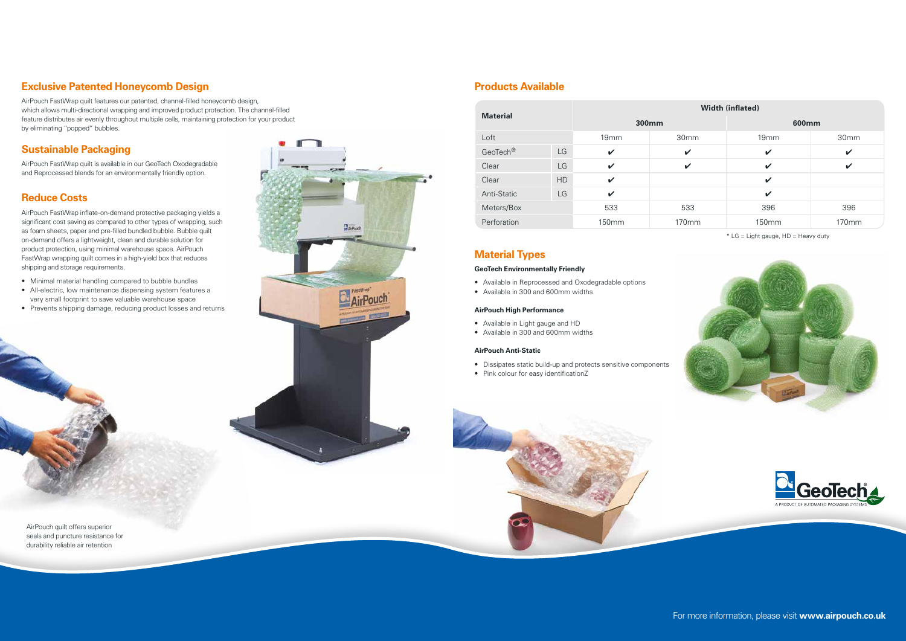## Exclusive Patented Honeycomb Design

AirPouch FastWrap quilt features our patented, channel-filled honeycomb design, which allows multi-directional wrapping and improved product protection. The channel-filled feature distributes air evenly throughout multiple cells, maintaining protection for your product by eliminating "popped" bubbles.

## Sustainable Packaging

AirPouch FastWrap quilt is available in our GeoTech Oxodegradable and Reprocessed blends for an environmentally friendly option.

## Reduce Costs

AirPouch FastWrap inflate-on-demand protective packaging yields a significant cost saving as compared to other types of wrapping, such as foam sheets, paper and pre-filled bundled bubble. Bubble quilt on-demand offers a lightweight, clean and durable solution for product protection, using minimal warehouse space. AirPouch FastWrap wrapping quilt comes in a high-yield box that reduces shipping and storage requirements.

- Minimal material handling compared to bubble bundles
- All-electric, low maintenance dispensing system features a very small footprint to save valuable warehouse space
- Prevents shipping damage, reducing product losses and returns

AirPouch quilt offers superior seals and puncture resistance for durability reliable air retention

## Products Available

| Material | | Width (inflated) | | | |
|---|---|---|---|---|---|
| | | 300mm | | 600mm | |
| Loft | | 19mm | 30mm | 19mm | 30mm |
| GeoTech® | LG | ✔ | ✔ | ✔ | ✔ |
| Clear | LG | ✔ | ✔ | ✔ | ✔ |
| Clear | HD | ✔ | | ✔ | |
| Anti-Static | LG | ✔ | | ✔ | |
| Meters/Box | | 533 | 533 | 396 | 396 |
| Perforation | | 150mm | 170mm | 150mm | 170mm |

* LG = Light gauge, HD = Heavy duty

## Material Types

**GeoTech Environmentally Friendly**

- Available in Reprocessed and Oxodegradable options
- Available in 300 and 600mm widths

**AirPouch High Performance**

- Available in Light gauge and HD
- Available in 300 and 600mm widths

**AirPouch Anti-Static**

- Dissipates static build-up and protects sensitive components
- Pink colour for easy identificationZ

GeoTech® A PRODUCT OF AUTOMATED PACKAGING SYSTEMS

For more information, please visit **www.airpouch.co.uk**